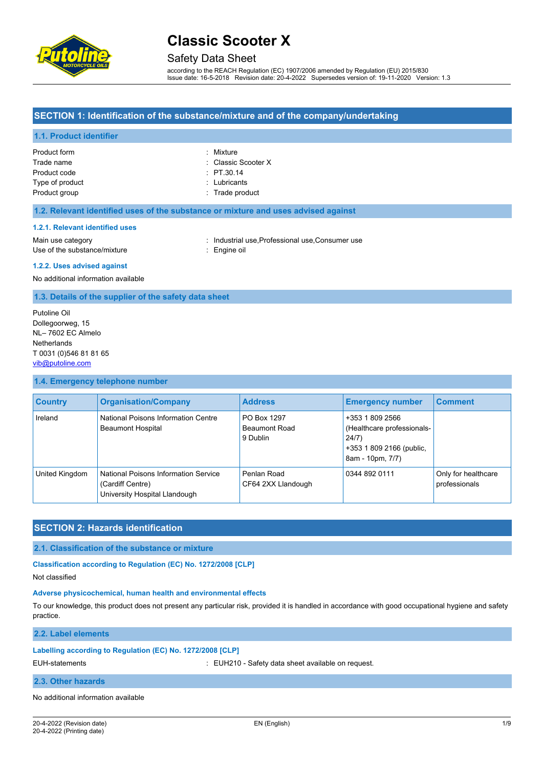# Classic Scooter X

## Safety Data Sheet

according to the REACH Regulation (EC) 1907/2006 amended by Regulation (EU) 2015/830
Issue date: 16-5-2018 Revision date: 20-4-2022 Supersedes version of: 19-11-2020 Version: 1.3

## SECTION 1: Identification of the substance/mixture and of the company/undertaking

### 1.1. Product identifier

Product form : Mixture
Trade name : Classic Scooter X
Product code : PT.30.14
Type of product : Lubricants
Product group : Trade product

### 1.2. Relevant identified uses of the substance or mixture and uses advised against

#### 1.2.1. Relevant identified uses

Main use category : Industrial use,Professional use,Consumer use
Use of the substance/mixture : Engine oil

#### 1.2.2. Uses advised against

No additional information available

### 1.3. Details of the supplier of the safety data sheet

Putoline Oil
Dollegoorweg, 15
NL– 7602 EC Almelo
Netherlands
T 0031 (0)546 81 81 65
vib@putoline.com

### 1.4. Emergency telephone number

| Country | Organisation/Company | Address | Emergency number | Comment |
|---|---|---|---|---|
| Ireland | National Poisons Information Centre Beaumont Hospital | PO Box 1297 Beaumont Road 9 Dublin | +353 1 809 2566 (Healthcare professionals- 24/7) +353 1 809 2166 (public, 8am - 10pm, 7/7) | |
| United Kingdom | National Poisons Information Service (Cardiff Centre) University Hospital Llandough | Penlan Road CF64 2XX Llandough | 0344 892 0111 | Only for healthcare professionals |

## SECTION 2: Hazards identification

### 2.1. Classification of the substance or mixture

#### Classification according to Regulation (EC) No. 1272/2008 [CLP]

Not classified

#### Adverse physicochemical, human health and environmental effects

To our knowledge, this product does not present any particular risk, provided it is handled in accordance with good occupational hygiene and safety practice.

### 2.2. Label elements

#### Labelling according to Regulation (EC) No. 1272/2008 [CLP]

EUH-statements : EUH210 - Safety data sheet available on request.

### 2.3. Other hazards

No additional information available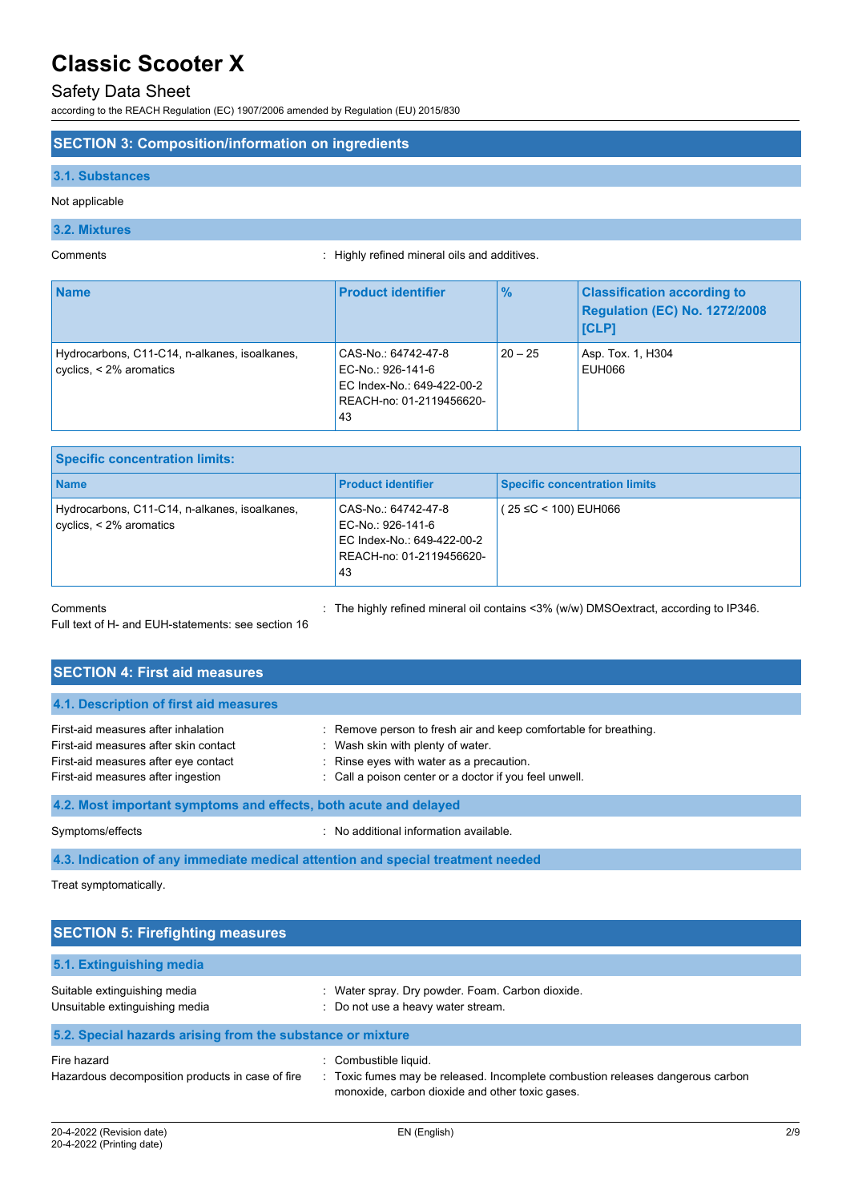# Classic Scooter X

## Safety Data Sheet

according to the REACH Regulation (EC) 1907/2006 amended by Regulation (EU) 2015/830

## SECTION 3: Composition/information on ingredients

### 3.1. Substances

Not applicable

### 3.2. Mixtures

Comments : Highly refined mineral oils and additives.

| Name | Product identifier | % | Classification according to Regulation (EC) No. 1272/2008 [CLP] |
|---|---|---|---|
| Hydrocarbons, C11-C14, n-alkanes, isoalkanes, cyclics, < 2% aromatics | CAS-No.: 64742-47-8<br>EC-No.: 926-141-6<br>EC Index-No.: 649-422-00-2<br>REACH-no: 01-2119456620-43 | 20 – 25 | Asp. Tox. 1, H304<br>EUH066 |

| Specific concentration limits: | | |
|---|---|---|
| **Name** | **Product identifier** | **Specific concentration limits** |
| Hydrocarbons, C11-C14, n-alkanes, isoalkanes, cyclics, < 2% aromatics | CAS-No.: 64742-47-8<br>EC-No.: 926-141-6<br>EC Index-No.: 649-422-00-2<br>REACH-no: 01-2119456620-43 | ( 25 ≤C < 100) EUH066 |

Comments : The highly refined mineral oil contains <3% (w/w) DMSOextract, according to IP346.

Full text of H- and EUH-statements: see section 16

## SECTION 4: First aid measures

### 4.1. Description of first aid measures

First-aid measures after inhalation : Remove person to fresh air and keep comfortable for breathing.

First-aid measures after skin contact : Wash skin with plenty of water.

First-aid measures after eye contact : Rinse eyes with water as a precaution.

First-aid measures after ingestion : Call a poison center or a doctor if you feel unwell.

### 4.2. Most important symptoms and effects, both acute and delayed

Symptoms/effects : No additional information available.

### 4.3. Indication of any immediate medical attention and special treatment needed

Treat symptomatically.

## SECTION 5: Firefighting measures

### 5.1. Extinguishing media

Suitable extinguishing media : Water spray. Dry powder. Foam. Carbon dioxide.

Unsuitable extinguishing media : Do not use a heavy water stream.

### 5.2. Special hazards arising from the substance or mixture

Fire hazard : Combustible liquid.

Hazardous decomposition products in case of fire : Toxic fumes may be released. Incomplete combustion releases dangerous carbon monoxide, carbon dioxide and other toxic gases.

20-4-2022 (Revision date)
20-4-2022 (Printing date)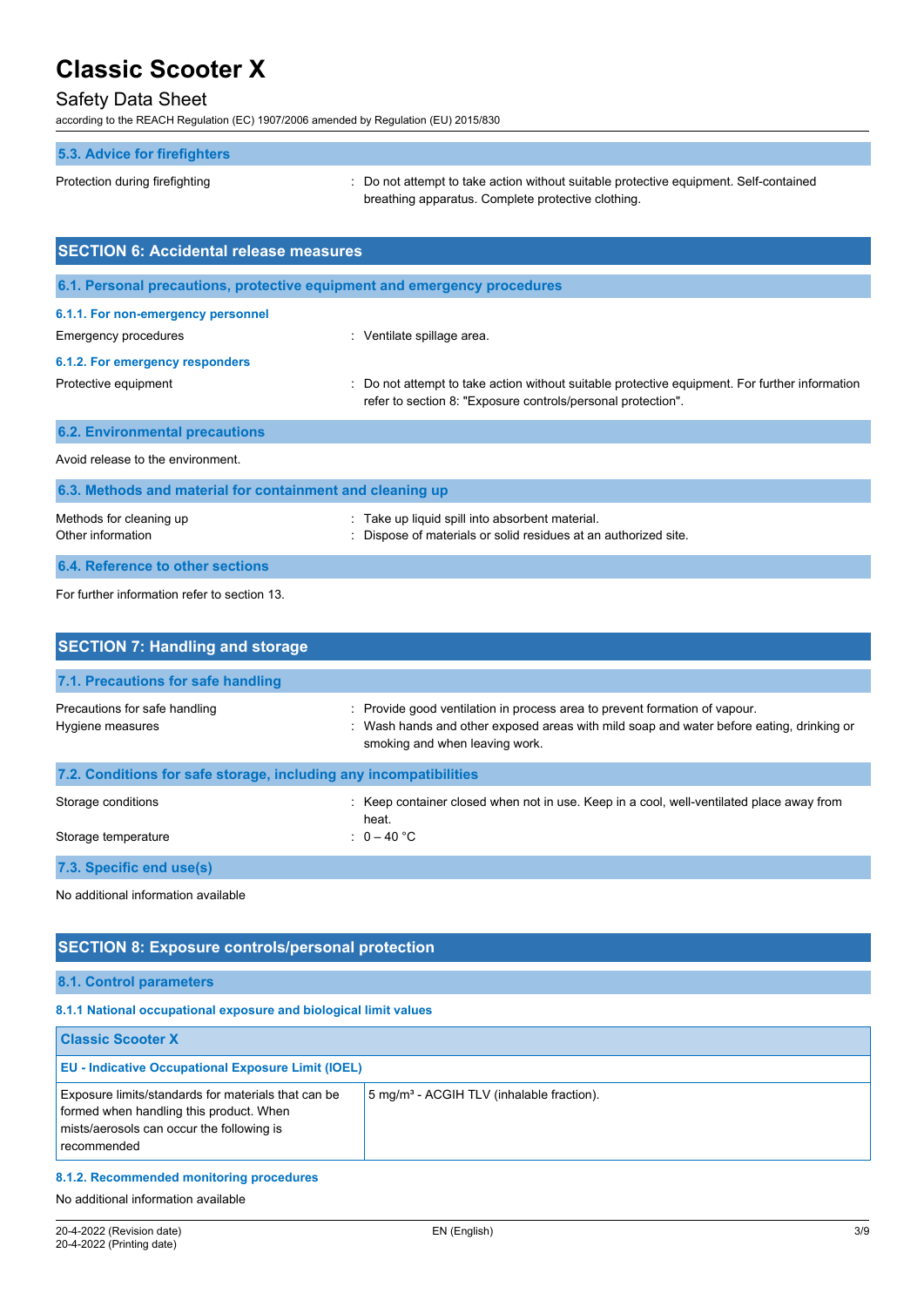### 5.3. Advice for firefighters

Protection during firefighting : Do not attempt to take action without suitable protective equipment. Self-contained breathing apparatus. Complete protective clothing.

## SECTION 6: Accidental release measures

### 6.1. Personal precautions, protective equipment and emergency procedures

#### 6.1.1. For non-emergency personnel

Emergency procedures : Ventilate spillage area.

#### 6.1.2. For emergency responders

Protective equipment : Do not attempt to take action without suitable protective equipment. For further information refer to section 8: "Exposure controls/personal protection".

### 6.2. Environmental precautions

Avoid release to the environment.

### 6.3. Methods and material for containment and cleaning up

Methods for cleaning up : Take up liquid spill into absorbent material.

Other information : Dispose of materials or solid residues at an authorized site.

### 6.4. Reference to other sections

For further information refer to section 13.

## SECTION 7: Handling and storage

### 7.1. Precautions for safe handling

Precautions for safe handling : Provide good ventilation in process area to prevent formation of vapour.

Hygiene measures : Wash hands and other exposed areas with mild soap and water before eating, drinking or smoking and when leaving work.

### 7.2. Conditions for safe storage, including any incompatibilities

Storage conditions : Keep container closed when not in use. Keep in a cool, well-ventilated place away from heat.

Storage temperature : 0 – 40 °C

### 7.3. Specific end use(s)

No additional information available

## SECTION 8: Exposure controls/personal protection

### 8.1. Control parameters

#### 8.1.1 National occupational exposure and biological limit values

| Classic Scooter X | |
|---|---|
| **EU - Indicative Occupational Exposure Limit (IOEL)** | |
| Exposure limits/standards for materials that can be formed when handling this product. When mists/aerosols can occur the following is recommended | 5 mg/m³ - ACGIH TLV (inhalable fraction). |

#### 8.1.2. Recommended monitoring procedures

No additional information available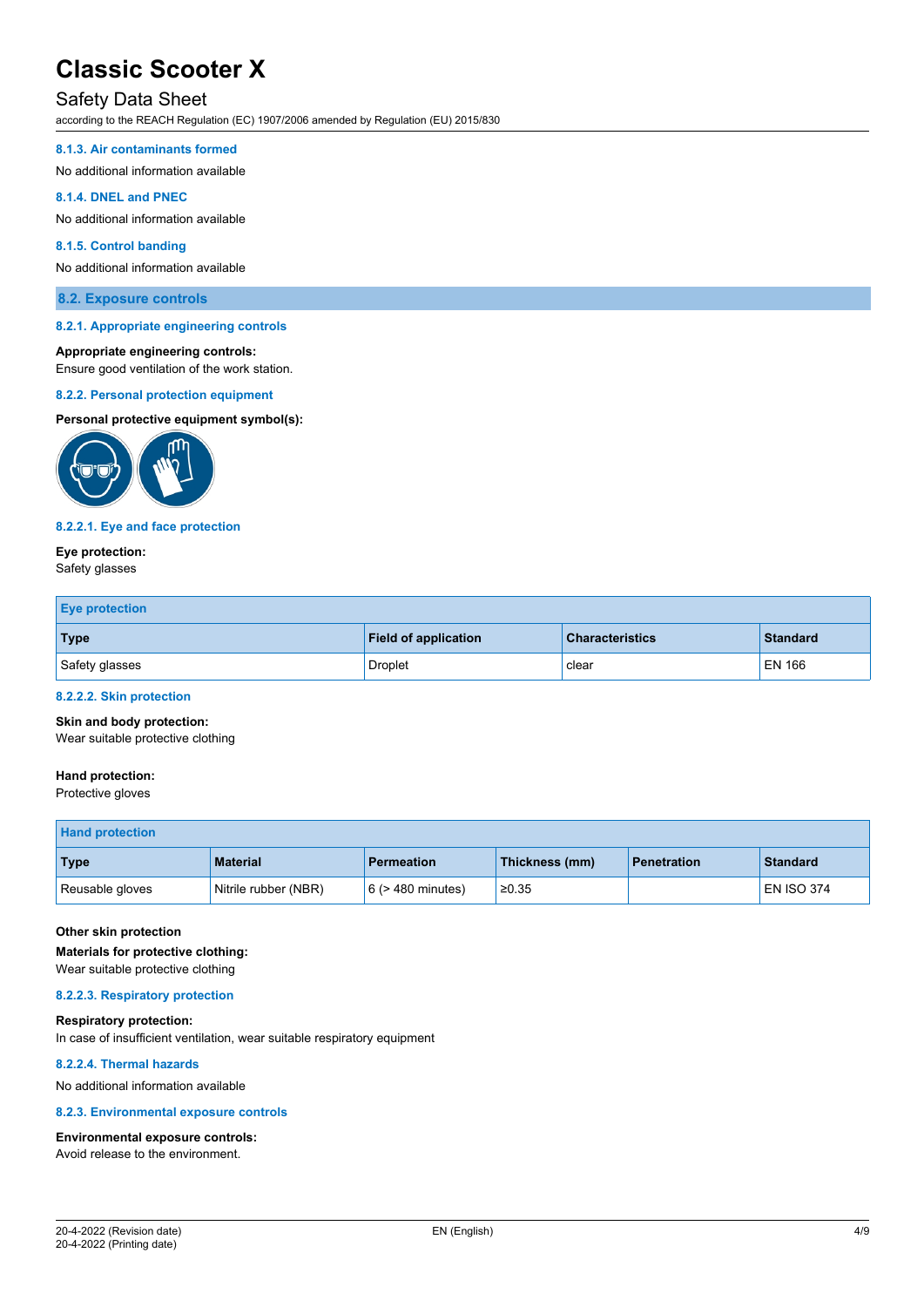#### 8.1.3. Air contaminants formed

No additional information available

#### 8.1.4. DNEL and PNEC

No additional information available

#### 8.1.5. Control banding

No additional information available

### 8.2. Exposure controls

#### 8.2.1. Appropriate engineering controls

**Appropriate engineering controls:**
Ensure good ventilation of the work station.

#### 8.2.2. Personal protection equipment

**Personal protective equipment symbol(s):**

#### 8.2.2.1. Eye and face protection

**Eye protection:**
Safety glasses

| Eye protection | | | |
|---|---|---|---|
| **Type** | **Field of application** | **Characteristics** | **Standard** |
| Safety glasses | Droplet | clear | EN 166 |

#### 8.2.2.2. Skin protection

**Skin and body protection:**
Wear suitable protective clothing

**Hand protection:**
Protective gloves

| Hand protection | | | | | |
|---|---|---|---|---|---|
| **Type** | **Material** | **Permeation** | **Thickness (mm)** | **Penetration** | **Standard** |
| Reusable gloves | Nitrile rubber (NBR) | 6 (> 480 minutes) | ≥0.35 | | EN ISO 374 |

**Other skin protection**

**Materials for protective clothing:**
Wear suitable protective clothing

#### 8.2.2.3. Respiratory protection

**Respiratory protection:**
In case of insufficient ventilation, wear suitable respiratory equipment

#### 8.2.2.4. Thermal hazards

No additional information available

#### 8.2.3. Environmental exposure controls

**Environmental exposure controls:**
Avoid release to the environment.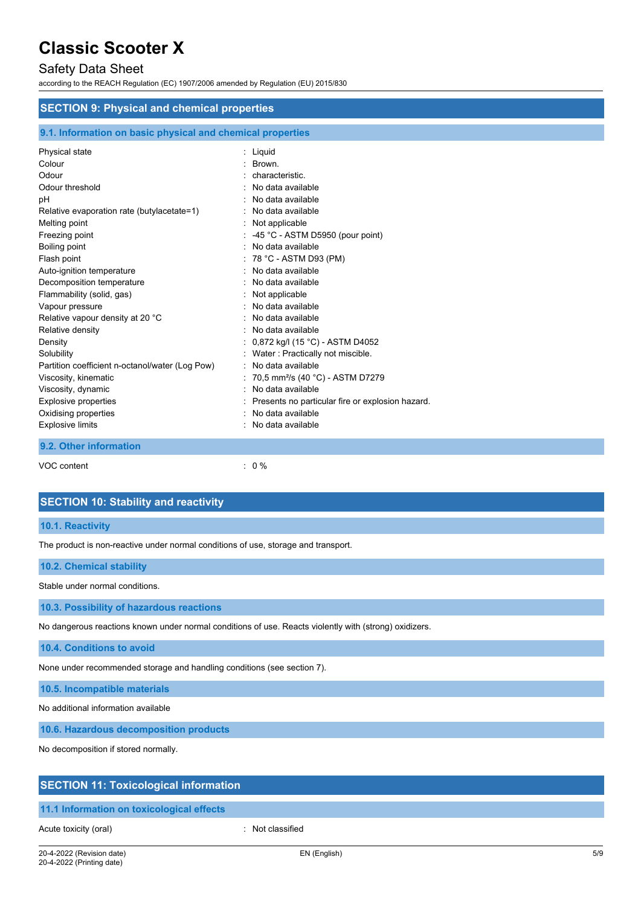## SECTION 9: Physical and chemical properties

### 9.1. Information on basic physical and chemical properties

| | |
|---|---|
| Physical state | : Liquid |
| Colour | : Brown. |
| Odour | : characteristic. |
| Odour threshold | : No data available |
| pH | : No data available |
| Relative evaporation rate (butylacetate=1) | : No data available |
| Melting point | : Not applicable |
| Freezing point | : -45 °C - ASTM D5950 (pour point) |
| Boiling point | : No data available |
| Flash point | : 78 °C - ASTM D93 (PM) |
| Auto-ignition temperature | : No data available |
| Decomposition temperature | : No data available |
| Flammability (solid, gas) | : Not applicable |
| Vapour pressure | : No data available |
| Relative vapour density at 20 °C | : No data available |
| Relative density | : No data available |
| Density | : 0,872 kg/l (15 °C) - ASTM D4052 |
| Solubility | : Water : Practically not miscible. |
| Partition coefficient n-octanol/water (Log Pow) | : No data available |
| Viscosity, kinematic | : 70,5 $mm^2/s$ (40 °C) - ASTM D7279 |
| Viscosity, dynamic | : No data available |
| Explosive properties | : Presents no particular fire or explosion hazard. |
| Oxidising properties | : No data available |
| Explosive limits | : No data available |

### 9.2. Other information

| | |
|---|---|
| VOC content | : 0 % |

## SECTION 10: Stability and reactivity

### 10.1. Reactivity

The product is non-reactive under normal conditions of use, storage and transport.

### 10.2. Chemical stability

Stable under normal conditions.

### 10.3. Possibility of hazardous reactions

No dangerous reactions known under normal conditions of use. Reacts violently with (strong) oxidizers.

### 10.4. Conditions to avoid

None under recommended storage and handling conditions (see section 7).

### 10.5. Incompatible materials

No additional information available

### 10.6. Hazardous decomposition products

No decomposition if stored normally.

## SECTION 11: Toxicological information

### 11.1 Information on toxicological effects

| | |
|---|---|
| Acute toxicity (oral) | : Not classified |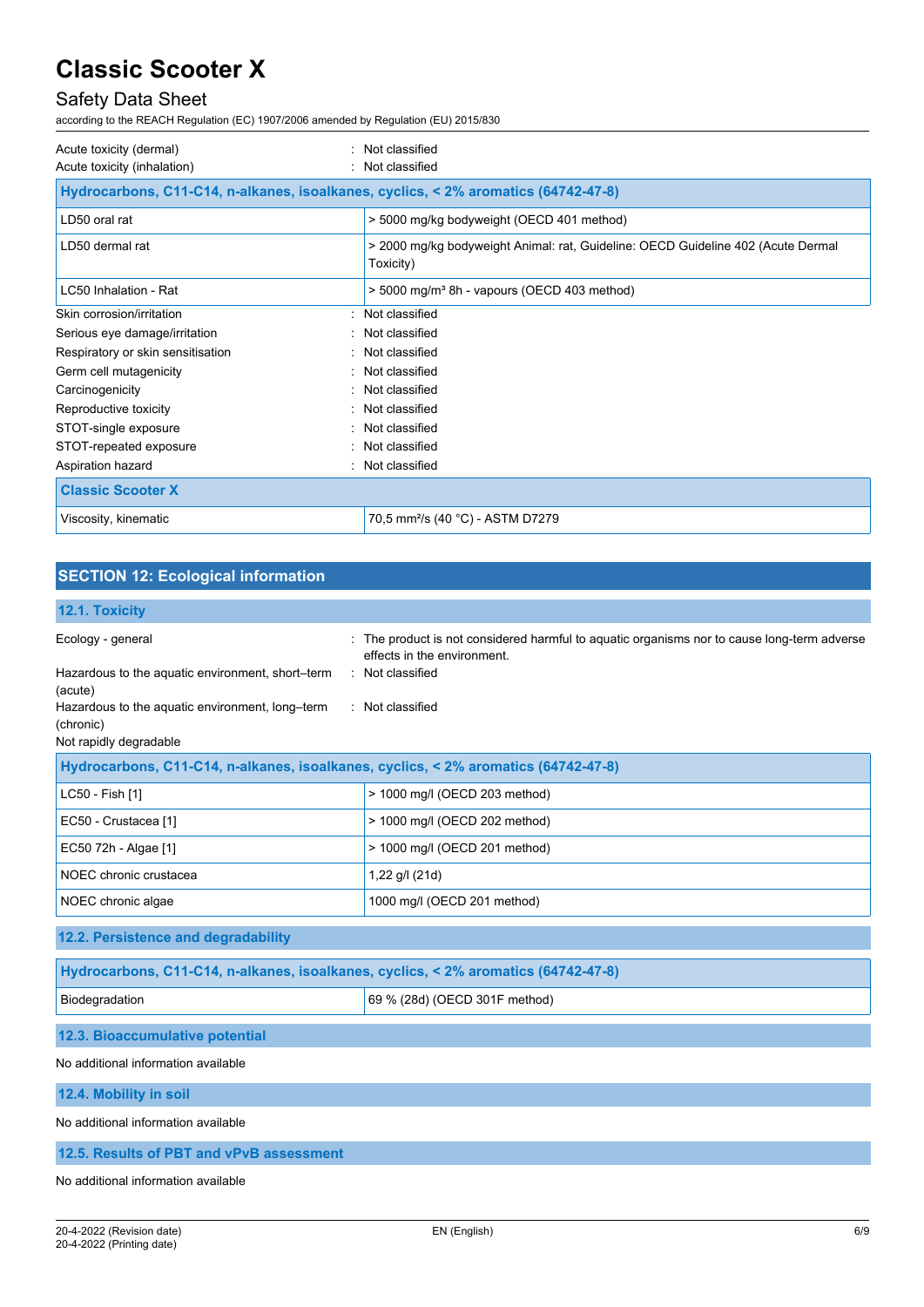Acute toxicity (dermal) : Not classified
Acute toxicity (inhalation) : Not classified

| Hydrocarbons, C11-C14, n-alkanes, isoalkanes, cyclics, < 2% aromatics (64742-47-8) | |
|---|---|
| LD50 oral rat | > 5000 mg/kg bodyweight (OECD 401 method) |
| LD50 dermal rat | > 2000 mg/kg bodyweight Animal: rat, Guideline: OECD Guideline 402 (Acute Dermal Toxicity) |
| LC50 Inhalation - Rat | > 5000 mg/m³ 8h - vapours (OECD 403 method) |

Skin corrosion/irritation : Not classified
Serious eye damage/irritation : Not classified
Respiratory or skin sensitisation : Not classified
Germ cell mutagenicity : Not classified
Carcinogenicity : Not classified
Reproductive toxicity : Not classified
STOT-single exposure : Not classified
STOT-repeated exposure : Not classified
Aspiration hazard : Not classified

| Classic Scooter X | |
|---|---|
| Viscosity, kinematic | 70,5 mm²/s (40 °C) - ASTM D7279 |

## SECTION 12: Ecological information

### 12.1. Toxicity

Ecology - general : The product is not considered harmful to aquatic organisms nor to cause long-term adverse effects in the environment.
Hazardous to the aquatic environment, short–term (acute) : Not classified
Hazardous to the aquatic environment, long–term (chronic) : Not classified
Not rapidly degradable

| Hydrocarbons, C11-C14, n-alkanes, isoalkanes, cyclics, < 2% aromatics (64742-47-8) | |
|---|---|
| LC50 - Fish [1] | > 1000 mg/l (OECD 203 method) |
| EC50 - Crustacea [1] | > 1000 mg/l (OECD 202 method) |
| EC50 72h - Algae [1] | > 1000 mg/l (OECD 201 method) |
| NOEC chronic crustacea | 1,22 g/l (21d) |
| NOEC chronic algae | 1000 mg/l (OECD 201 method) |

### 12.2. Persistence and degradability

| Hydrocarbons, C11-C14, n-alkanes, isoalkanes, cyclics, < 2% aromatics (64742-47-8) | |
|---|---|
| Biodegradation | 69 % (28d) (OECD 301F method) |

### 12.3. Bioaccumulative potential

No additional information available

### 12.4. Mobility in soil

No additional information available

### 12.5. Results of PBT and vPvB assessment

No additional information available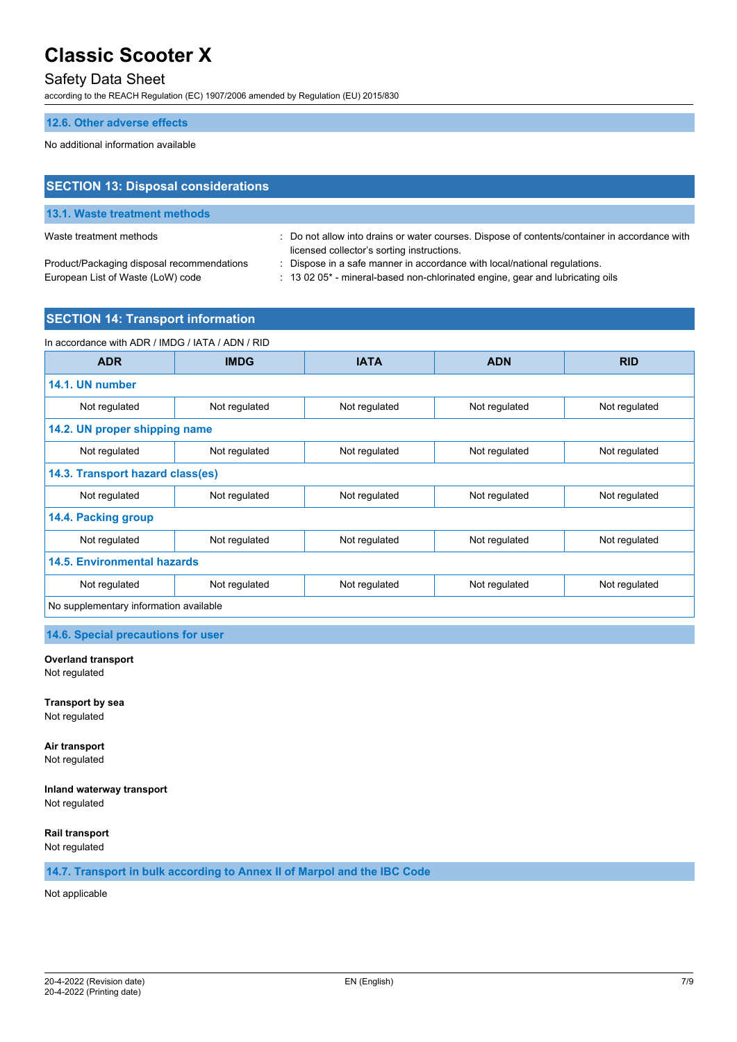### 12.6. Other adverse effects

No additional information available

## SECTION 13: Disposal considerations

### 13.1. Waste treatment methods

Waste treatment methods : Do not allow into drains or water courses. Dispose of contents/container in accordance with licensed collector's sorting instructions.

Product/Packaging disposal recommendations : Dispose in a safe manner in accordance with local/national regulations.

European List of Waste (LoW) code : 13 02 05* - mineral-based non-chlorinated engine, gear and lubricating oils

## SECTION 14: Transport information

In accordance with ADR / IMDG / IATA / ADN / RID

| ADR | IMDG | IATA | ADN | RID |
|---|---|---|---|---|
| **14.1. UN number** | | | | |
| Not regulated | Not regulated | Not regulated | Not regulated | Not regulated |
| **14.2. UN proper shipping name** | | | | |
| Not regulated | Not regulated | Not regulated | Not regulated | Not regulated |
| **14.3. Transport hazard class(es)** | | | | |
| Not regulated | Not regulated | Not regulated | Not regulated | Not regulated |
| **14.4. Packing group** | | | | |
| Not regulated | Not regulated | Not regulated | Not regulated | Not regulated |
| **14.5. Environmental hazards** | | | | |
| Not regulated | Not regulated | Not regulated | Not regulated | Not regulated |
| No supplementary information available | | | | |

### 14.6. Special precautions for user

**Overland transport**
Not regulated

**Transport by sea**
Not regulated

**Air transport**
Not regulated

**Inland waterway transport**
Not regulated

**Rail transport**
Not regulated

### 14.7. Transport in bulk according to Annex II of Marpol and the IBC Code

Not applicable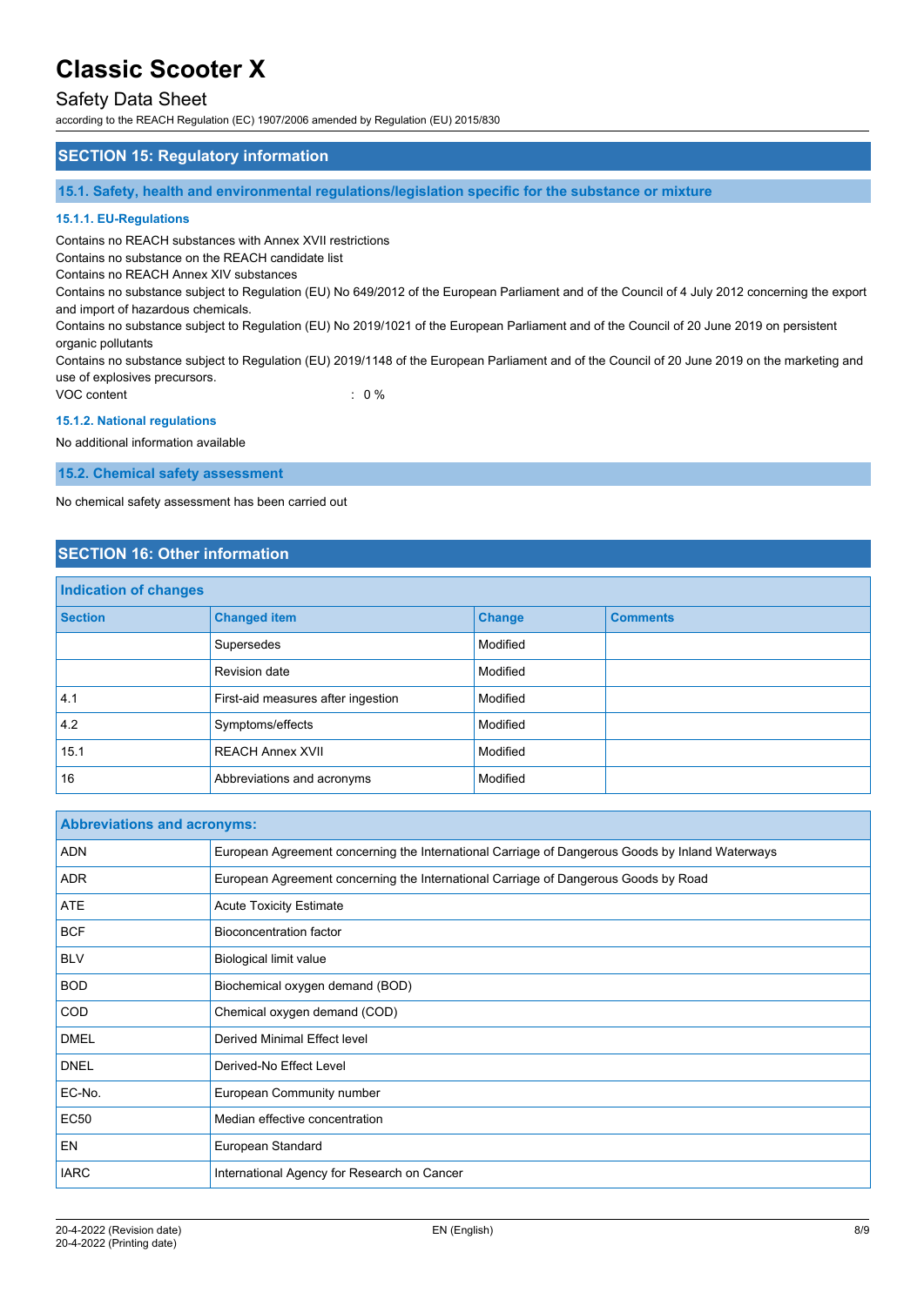## SECTION 15: Regulatory information

### 15.1. Safety, health and environmental regulations/legislation specific for the substance or mixture

#### 15.1.1. EU-Regulations

Contains no REACH substances with Annex XVII restrictions
Contains no substance on the REACH candidate list
Contains no REACH Annex XIV substances
Contains no substance subject to Regulation (EU) No 649/2012 of the European Parliament and of the Council of 4 July 2012 concerning the export and import of hazardous chemicals.
Contains no substance subject to Regulation (EU) No 2019/1021 of the European Parliament and of the Council of 20 June 2019 on persistent organic pollutants
Contains no substance subject to Regulation (EU) 2019/1148 of the European Parliament and of the Council of 20 June 2019 on the marketing and use of explosives precursors.

VOC content : 0 %

#### 15.1.2. National regulations

No additional information available

### 15.2. Chemical safety assessment

No chemical safety assessment has been carried out

## SECTION 16: Other information

**Indication of changes**

| Section | Changed item | Change | Comments |
|---|---|---|---|
| | Supersedes | Modified | |
| | Revision date | Modified | |
| 4.1 | First-aid measures after ingestion | Modified | |
| 4.2 | Symptoms/effects | Modified | |
| 15.1 | REACH Annex XVII | Modified | |
| 16 | Abbreviations and acronyms | Modified | |

**Abbreviations and acronyms:**

| | |
|---|---|
| ADN | European Agreement concerning the International Carriage of Dangerous Goods by Inland Waterways |
| ADR | European Agreement concerning the International Carriage of Dangerous Goods by Road |
| ATE | Acute Toxicity Estimate |
| BCF | Bioconcentration factor |
| BLV | Biological limit value |
| BOD | Biochemical oxygen demand (BOD) |
| COD | Chemical oxygen demand (COD) |
| DMEL | Derived Minimal Effect level |
| DNEL | Derived-No Effect Level |
| EC-No. | European Community number |
| EC50 | Median effective concentration |
| EN | European Standard |
| IARC | International Agency for Research on Cancer |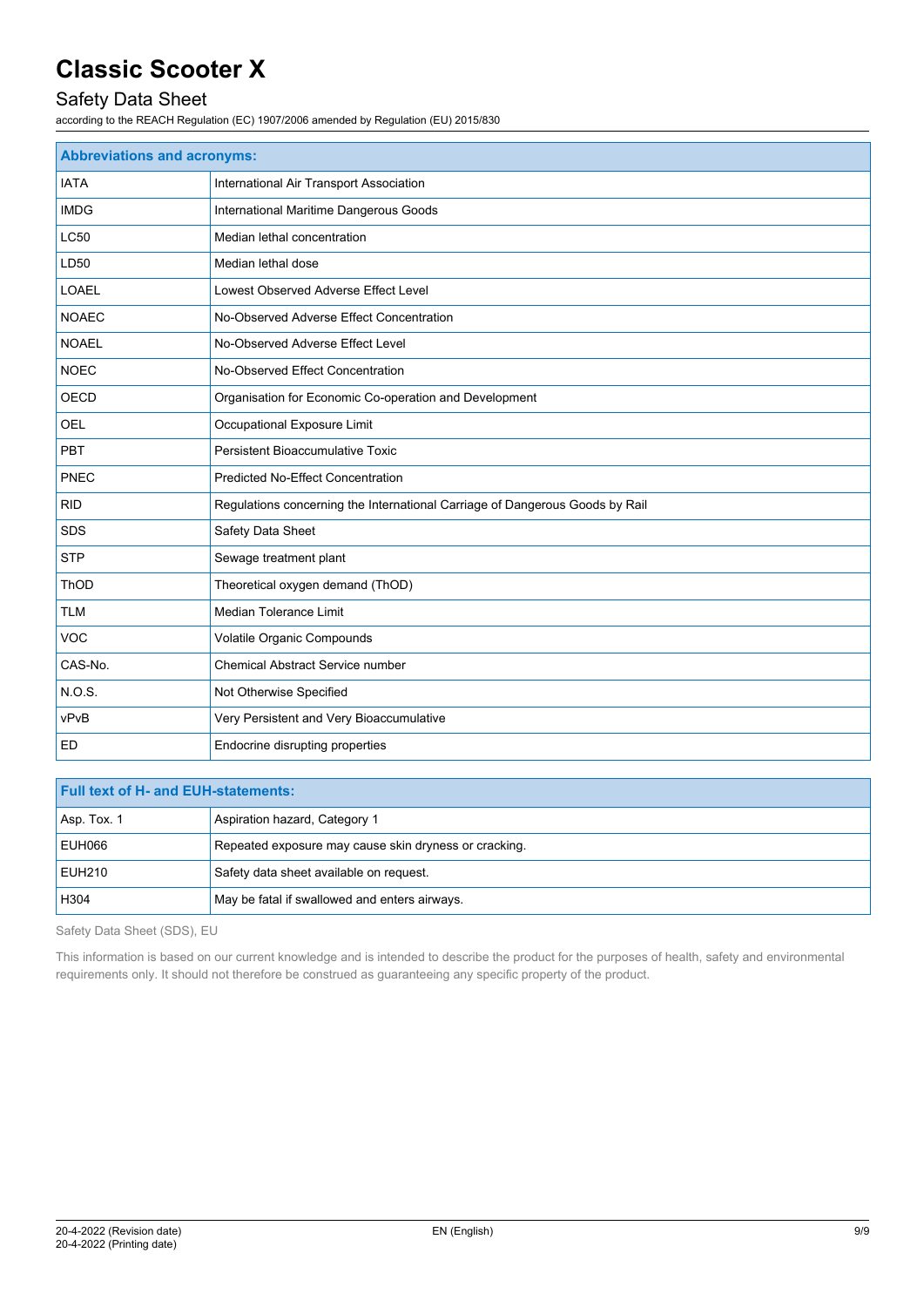| Abbreviations and acronyms: | |
|---|---|
| IATA | International Air Transport Association |
| IMDG | International Maritime Dangerous Goods |
| LC50 | Median lethal concentration |
| LD50 | Median lethal dose |
| LOAEL | Lowest Observed Adverse Effect Level |
| NOAEC | No-Observed Adverse Effect Concentration |
| NOAEL | No-Observed Adverse Effect Level |
| NOEC | No-Observed Effect Concentration |
| OECD | Organisation for Economic Co-operation and Development |
| OEL | Occupational Exposure Limit |
| PBT | Persistent Bioaccumulative Toxic |
| PNEC | Predicted No-Effect Concentration |
| RID | Regulations concerning the International Carriage of Dangerous Goods by Rail |
| SDS | Safety Data Sheet |
| STP | Sewage treatment plant |
| ThOD | Theoretical oxygen demand (ThOD) |
| TLM | Median Tolerance Limit |
| VOC | Volatile Organic Compounds |
| CAS-No. | Chemical Abstract Service number |
| N.O.S. | Not Otherwise Specified |
| vPvB | Very Persistent and Very Bioaccumulative |
| ED | Endocrine disrupting properties |

| Full text of H- and EUH-statements: | |
|---|---|
| Asp. Tox. 1 | Aspiration hazard, Category 1 |
| EUH066 | Repeated exposure may cause skin dryness or cracking. |
| EUH210 | Safety data sheet available on request. |
| H304 | May be fatal if swallowed and enters airways. |

Safety Data Sheet (SDS), EU

This information is based on our current knowledge and is intended to describe the product for the purposes of health, safety and environmental requirements only. It should not therefore be construed as guaranteeing any specific property of the product.